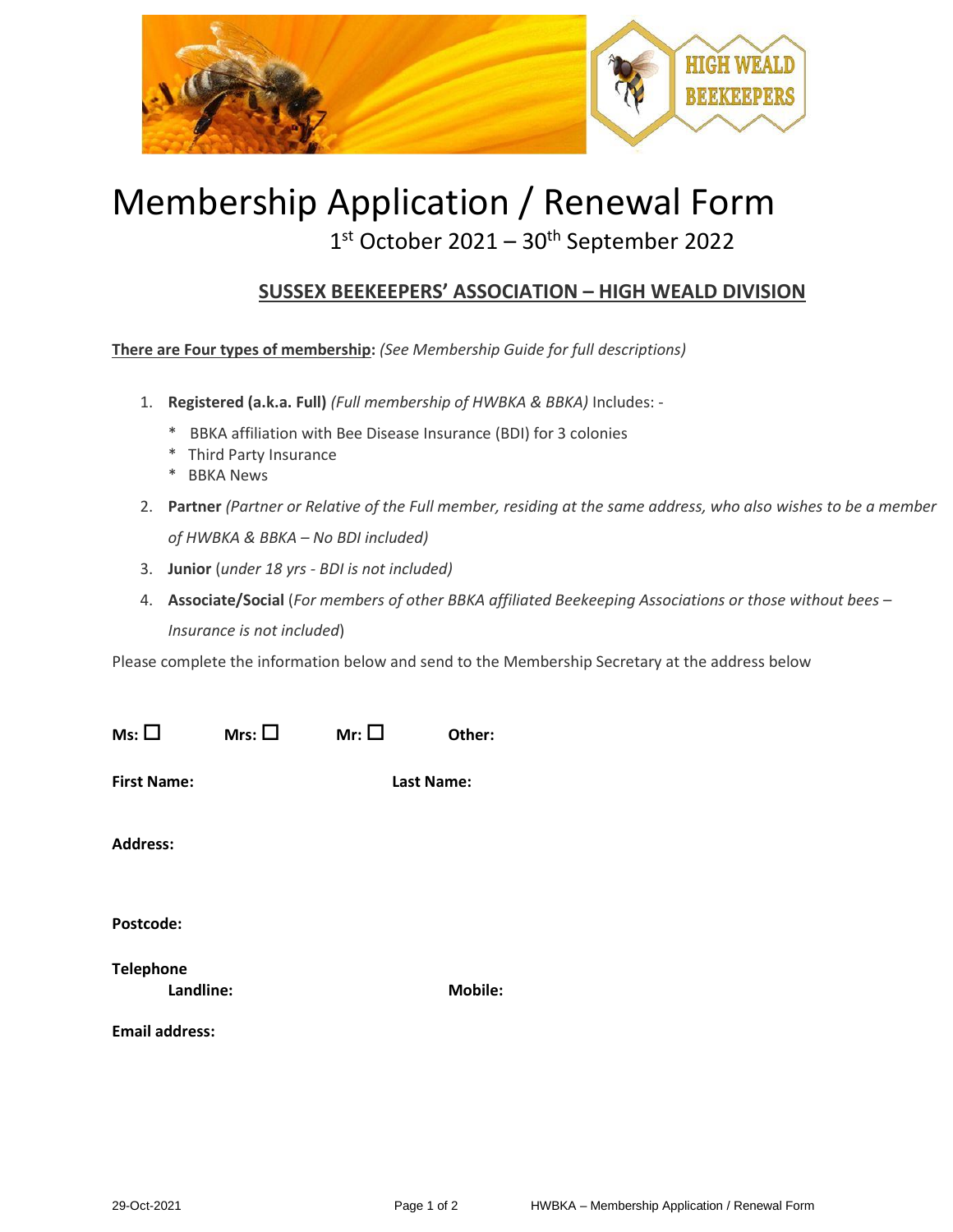# Membership Application / Renewal Form

1st October 2021 – 30th September 2022

## SUSSEX BEEKEEPERS' ASSOCIATION – HIGH WEALD DIVISION

**There are Four types of membership:** *(See Membership Guide for full descriptions)*

1. **Registered (a.k.a. Full)** *(Full membership of HWBKA & BBKA)* Includes: -
   * BBKA affiliation with Bee Disease Insurance (BDI) for 3 colonies
   * Third Party Insurance
   * BBKA News
2. **Partner** *(Partner or Relative of the Full member, residing at the same address, who also wishes to be a member of HWBKA & BBKA – No BDI included)*
3. **Junior** (*under 18 yrs - BDI is not included)*
4. **Associate/Social** (*For members of other BBKA affiliated Beekeeping Associations or those without bees – Insurance is not included*)

Please complete the information below and send to the Membership Secretary at the address below

**Ms:** ☐ **Mrs:** ☐ **Mr:** ☐ **Other:**

**First Name:** **Last Name:**

**Address:**

**Postcode:**

**Telephone**
**Landline:** **Mobile:**

**Email address:**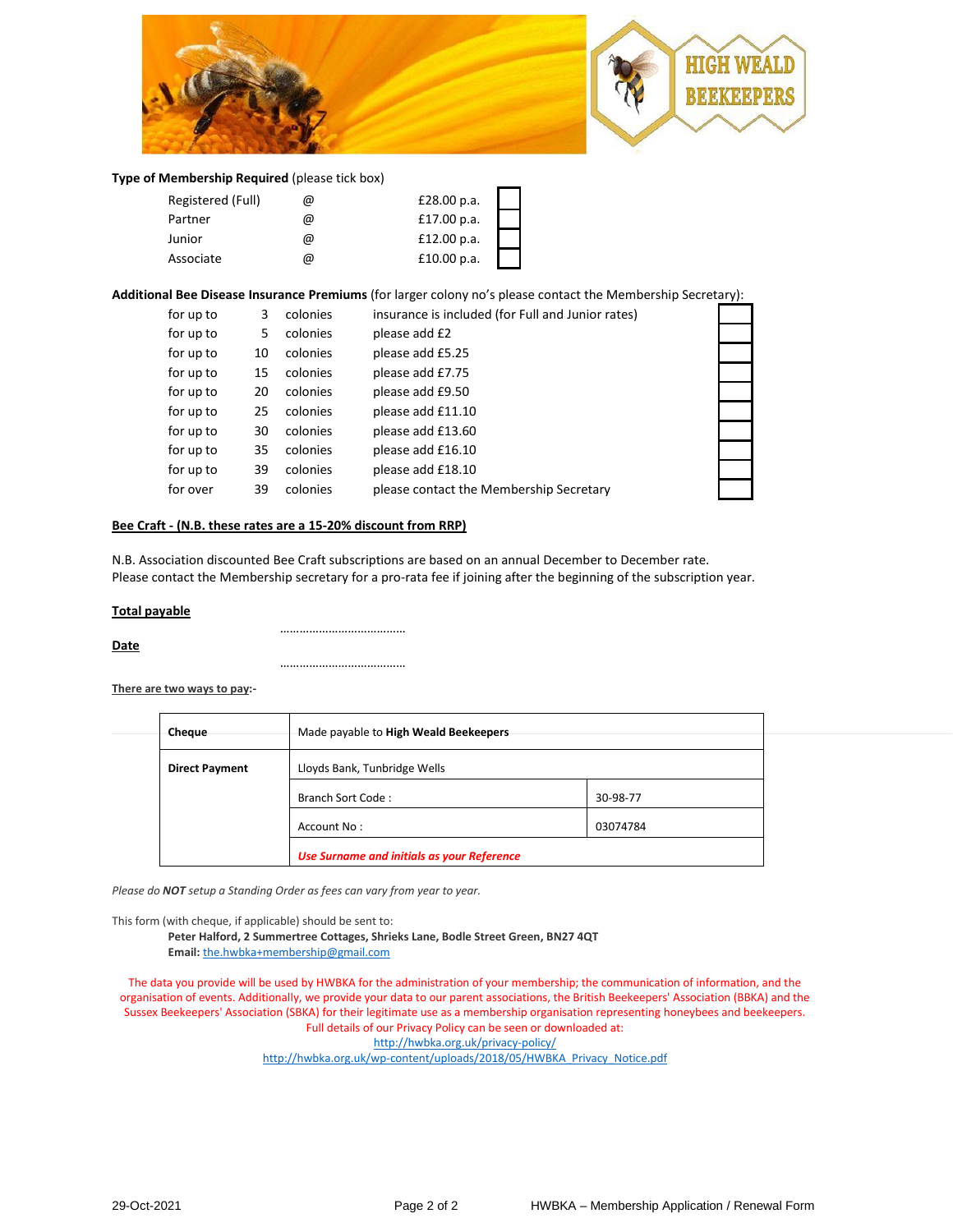**Type of Membership Required** (please tick box)

| | | | |
|---|---|---|---|
| Registered (Full) | @ | £28.00 p.a. | |
| Partner | @ | £17.00 p.a. | |
| Junior | @ | £12.00 p.a. | |
| Associate | @ | £10.00 p.a. | |

**Additional Bee Disease Insurance Premiums** (for larger colony no's please contact the Membership Secretary):

| | | | | |
|---|---|---|---|---|
| for up to | 3 | colonies | insurance is included (for Full and Junior rates) | |
| for up to | 5 | colonies | please add £2 | |
| for up to | 10 | colonies | please add £5.25 | |
| for up to | 15 | colonies | please add £7.75 | |
| for up to | 20 | colonies | please add £9.50 | |
| for up to | 25 | colonies | please add £11.10 | |
| for up to | 30 | colonies | please add £13.60 | |
| for up to | 35 | colonies | please add £16.10 | |
| for up to | 39 | colonies | please add £18.10 | |
| for over | 39 | colonies | please contact the Membership Secretary | |

**Bee Craft - (N.B. these rates are a 15-20% discount from RRP)**

N.B. Association discounted Bee Craft subscriptions are based on an annual December to December rate.
Please contact the Membership secretary for a pro-rata fee if joining after the beginning of the subscription year.

**Total payable** ……………………………….

**Date** ……………………………….

**There are two ways to pay**:-

| | | |
|---|---|---|
| **Cheque** | Made payable to **High Weald Beekeepers** | |
| **Direct Payment** | Lloyds Bank, Tunbridge Wells | |
| | Branch Sort Code : | 30-98-77 |
| | Account No : | 03074784 |
| | ***Use Surname and initials as your Reference*** | |

*Please do **NOT** setup a Standing Order as fees can vary from year to year.*

This form (with cheque, if applicable) should be sent to:

**Peter Halford, 2 Summertree Cottages, Shrieks Lane, Bodle Street Green, BN27 4QT**
**Email:** the.hwbka+membership@gmail.com

The data you provide will be used by HWBKA for the administration of your membership; the communication of information, and the organisation of events. Additionally, we provide your data to our parent associations, the British Beekeepers' Association (BBKA) and the Sussex Beekeepers' Association (SBKA) for their legitimate use as a membership organisation representing honeybees and beekeepers. Full details of our Privacy Policy can be seen or downloaded at:
http://hwbka.org.uk/privacy-policy/
http://hwbka.org.uk/wp-content/uploads/2018/05/HWBKA_Privacy_Notice.pdf